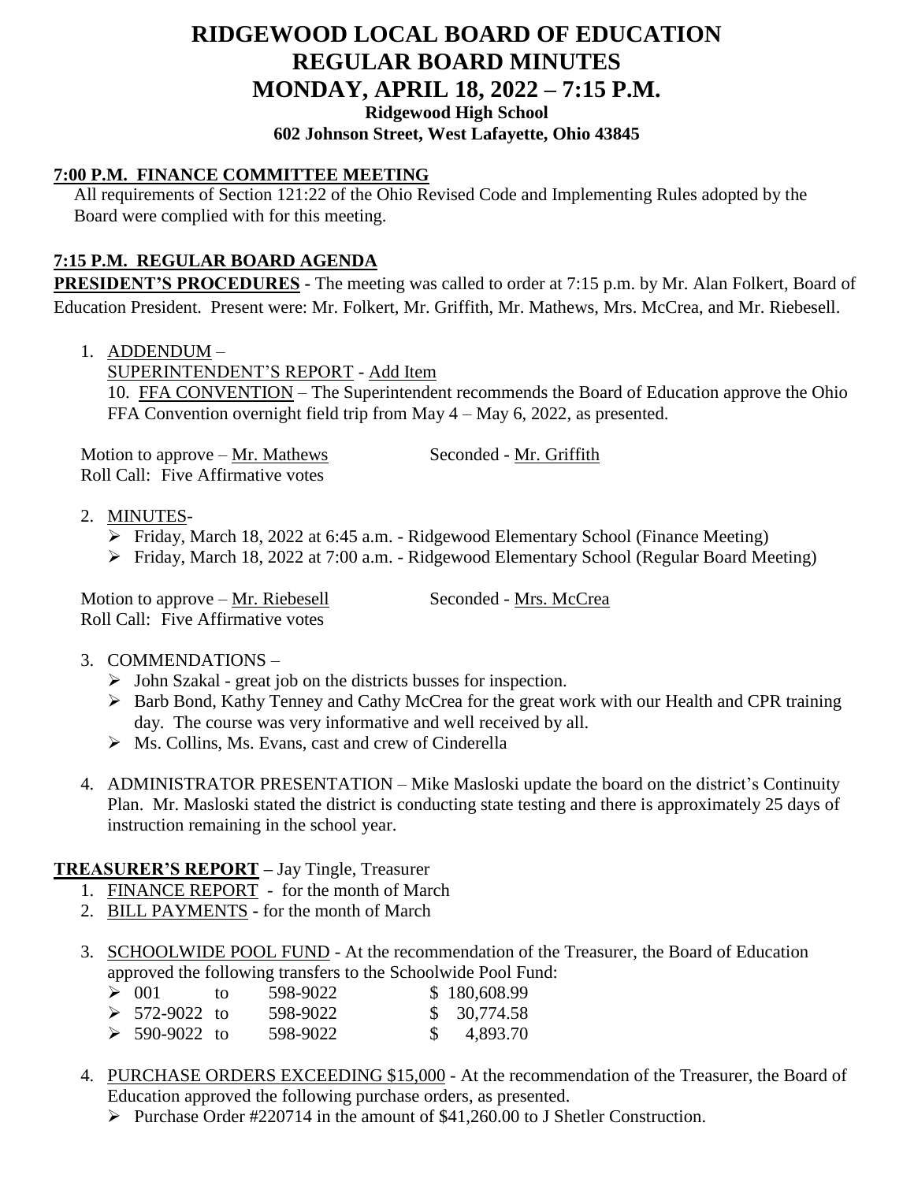# RIDGEWOOD LOCAL BOARD OF EDUCATION
# REGULAR BOARD MINUTES
# MONDAY, APRIL 18, 2022 – 7:15 P.M.

**Ridgewood High School**
**602 Johnson Street, West Lafayette, Ohio 43845**

## 7:00 P.M. FINANCE COMMITTEE MEETING

All requirements of Section 121:22 of the Ohio Revised Code and Implementing Rules adopted by the Board were complied with for this meeting.

## 7:15 P.M. REGULAR BOARD AGENDA

**PRESIDENT'S PROCEDURES -** The meeting was called to order at 7:15 p.m. by Mr. Alan Folkert, Board of Education President. Present were: Mr. Folkert, Mr. Griffith, Mr. Mathews, Mrs. McCrea, and Mr. Riebesell.

1. ADDENDUM –
   SUPERINTENDENT'S REPORT - Add Item
   10. FFA CONVENTION – The Superintendent recommends the Board of Education approve the Ohio FFA Convention overnight field trip from May 4 – May 6, 2022, as presented.

   Motion to approve – Mr. Mathews Seconded - Mr. Griffith
   Roll Call: Five Affirmative votes

2. MINUTES-
   - Friday, March 18, 2022 at 6:45 a.m. - Ridgewood Elementary School (Finance Meeting)
   - Friday, March 18, 2022 at 7:00 a.m. - Ridgewood Elementary School (Regular Board Meeting)

   Motion to approve – Mr. Riebesell Seconded - Mrs. McCrea
   Roll Call: Five Affirmative votes

3. COMMENDATIONS –
   - John Szakal - great job on the districts busses for inspection.
   - Barb Bond, Kathy Tenney and Cathy McCrea for the great work with our Health and CPR training day. The course was very informative and well received by all.
   - Ms. Collins, Ms. Evans, cast and crew of Cinderella

4. ADMINISTRATOR PRESENTATION – Mike Masloski update the board on the district's Continuity Plan. Mr. Masloski stated the district is conducting state testing and there is approximately 25 days of instruction remaining in the school year.

## TREASURER'S REPORT – Jay Tingle, Treasurer

1. FINANCE REPORT - for the month of March
2. BILL PAYMENTS - for the month of March
3. SCHOOLWIDE POOL FUND - At the recommendation of the Treasurer, the Board of Education approved the following transfers to the Schoolwide Pool Fund:
   - 001 to 598-9022 $ 180,608.99
   - 572-9022 to 598-9022 $ 30,774.58
   - 590-9022 to 598-9022 $ 4,893.70
4. PURCHASE ORDERS EXCEEDING $15,000 - At the recommendation of the Treasurer, the Board of Education approved the following purchase orders, as presented.
   - Purchase Order #220714 in the amount of $41,260.00 to J Shetler Construction.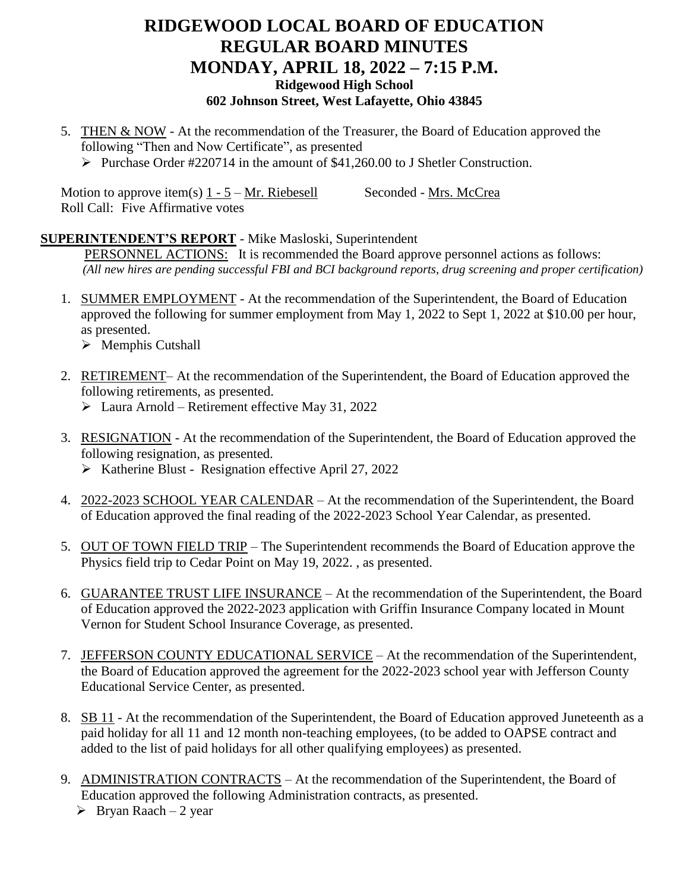# RIDGEWOOD LOCAL BOARD OF EDUCATION
# REGULAR BOARD MINUTES
# MONDAY, APRIL 18, 2022 – 7:15 P.M.
**Ridgewood High School**
**602 Johnson Street, West Lafayette, Ohio 43845**

5. THEN & NOW - At the recommendation of the Treasurer, the Board of Education approved the following "Then and Now Certificate", as presented
   - Purchase Order #220714 in the amount of $41,260.00 to J Shetler Construction.

Motion to approve item(s) 1 - 5 – Mr. Riebesell    Seconded - Mrs. McCrea
Roll Call: Five Affirmative votes

**SUPERINTENDENT'S REPORT** - Mike Masloski, Superintendent

PERSONNEL ACTIONS: It is recommended the Board approve personnel actions as follows:
*(All new hires are pending successful FBI and BCI background reports, drug screening and proper certification)*

1. SUMMER EMPLOYMENT - At the recommendation of the Superintendent, the Board of Education approved the following for summer employment from May 1, 2022 to Sept 1, 2022 at $10.00 per hour, as presented.
   - Memphis Cutshall

2. RETIREMENT– At the recommendation of the Superintendent, the Board of Education approved the following retirements, as presented.
   - Laura Arnold – Retirement effective May 31, 2022

3. RESIGNATION - At the recommendation of the Superintendent, the Board of Education approved the following resignation, as presented.
   - Katherine Blust - Resignation effective April 27, 2022

4. 2022-2023 SCHOOL YEAR CALENDAR – At the recommendation of the Superintendent, the Board of Education approved the final reading of the 2022-2023 School Year Calendar, as presented.

5. OUT OF TOWN FIELD TRIP – The Superintendent recommends the Board of Education approve the Physics field trip to Cedar Point on May 19, 2022. , as presented.

6. GUARANTEE TRUST LIFE INSURANCE – At the recommendation of the Superintendent, the Board of Education approved the 2022-2023 application with Griffin Insurance Company located in Mount Vernon for Student School Insurance Coverage, as presented.

7. JEFFERSON COUNTY EDUCATIONAL SERVICE – At the recommendation of the Superintendent, the Board of Education approved the agreement for the 2022-2023 school year with Jefferson County Educational Service Center, as presented.

8. SB 11 - At the recommendation of the Superintendent, the Board of Education approved Juneteenth as a paid holiday for all 11 and 12 month non-teaching employees, (to be added to OAPSE contract and added to the list of paid holidays for all other qualifying employees) as presented.

9. ADMINISTRATION CONTRACTS – At the recommendation of the Superintendent, the Board of Education approved the following Administration contracts, as presented.
   - Bryan Raach – 2 year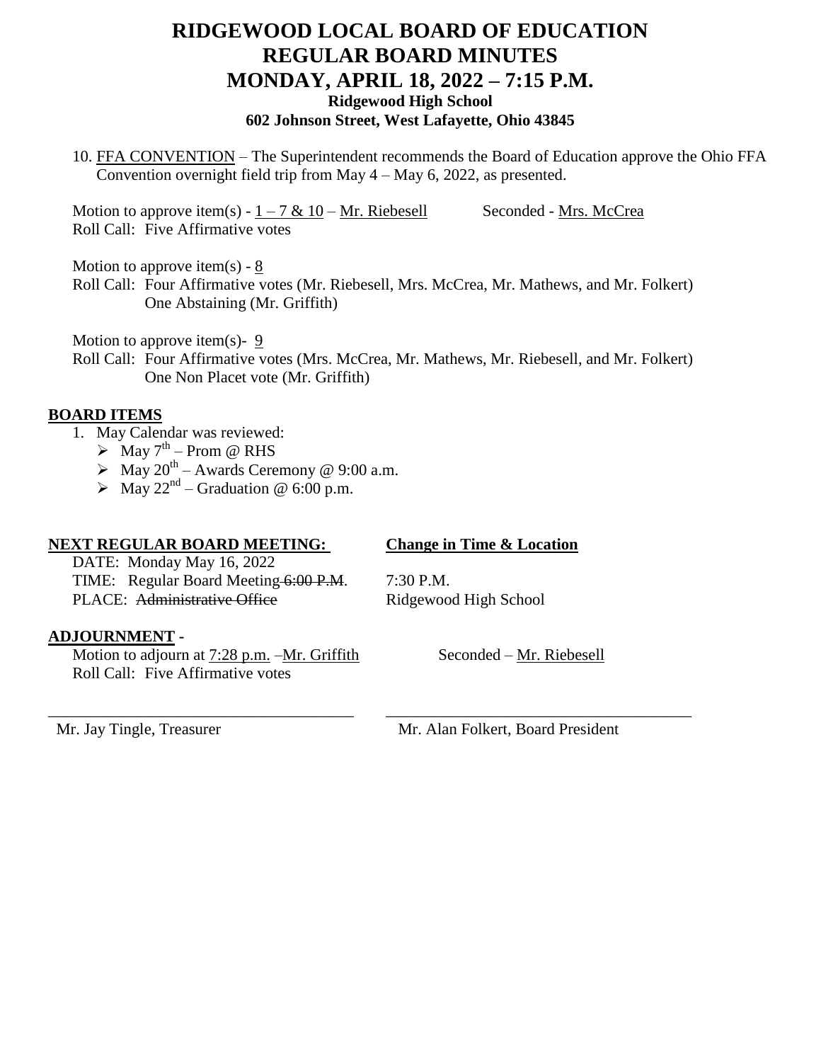# RIDGEWOOD LOCAL BOARD OF EDUCATION
# REGULAR BOARD MINUTES
# MONDAY, APRIL 18, 2022 – 7:15 P.M.

**Ridgewood High School**
**602 Johnson Street, West Lafayette, Ohio 43845**

10. FFA CONVENTION – The Superintendent recommends the Board of Education approve the Ohio FFA Convention overnight field trip from May 4 – May 6, 2022, as presented.

Motion to approve item(s) - 1 – 7 & 10 – Mr. Riebesell Seconded - Mrs. McCrea
Roll Call: Five Affirmative votes

Motion to approve item(s) - 8
Roll Call: Four Affirmative votes (Mr. Riebesell, Mrs. McCrea, Mr. Mathews, and Mr. Folkert)
One Abstaining (Mr. Griffith)

Motion to approve item(s)- 9
Roll Call: Four Affirmative votes (Mrs. McCrea, Mr. Mathews, Mr. Riebesell, and Mr. Folkert)
One Non Placet vote (Mr. Griffith)

**BOARD ITEMS**

1. May Calendar was reviewed:
   - May 7th – Prom @ RHS
   - May 20th – Awards Ceremony @ 9:00 a.m.
   - May 22nd – Graduation @ 6:00 p.m.

**NEXT REGULAR BOARD MEETING:** **Change in Time & Location**

DATE: Monday May 16, 2022
TIME: Regular Board Meeting ~~6:00 P.M.~~ 7:30 P.M.
PLACE: ~~Administrative Office~~ Ridgewood High School

**ADJOURNMENT -**

Motion to adjourn at 7:28 p.m. –Mr. Griffith Seconded – Mr. Riebesell
Roll Call: Five Affirmative votes

\_\_\_\_\_\_\_\_\_\_\_\_\_\_\_\_\_\_\_\_\_\_\_\_\_\_\_\_\_\_\_\_\_\_\_\_\_\_ \_\_\_\_\_\_\_\_\_\_\_\_\_\_\_\_\_\_\_\_\_\_\_\_\_\_\_\_\_\_\_\_\_\_\_\_\_\_

Mr. Jay Tingle, Treasurer Mr. Alan Folkert, Board President